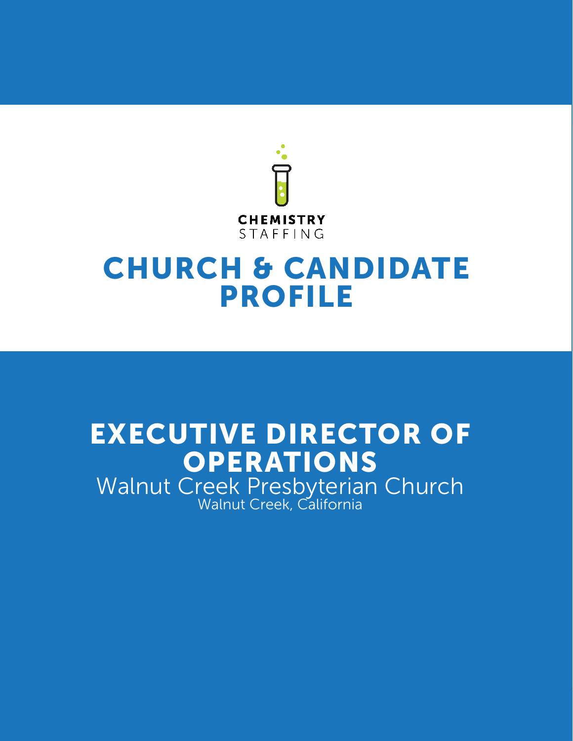CHEMISTRY
STAFFING

# CHURCH & CANDIDATE PROFILE

# EXECUTIVE DIRECTOR OF OPERATIONS

Walnut Creek Presbyterian Church

Walnut Creek, California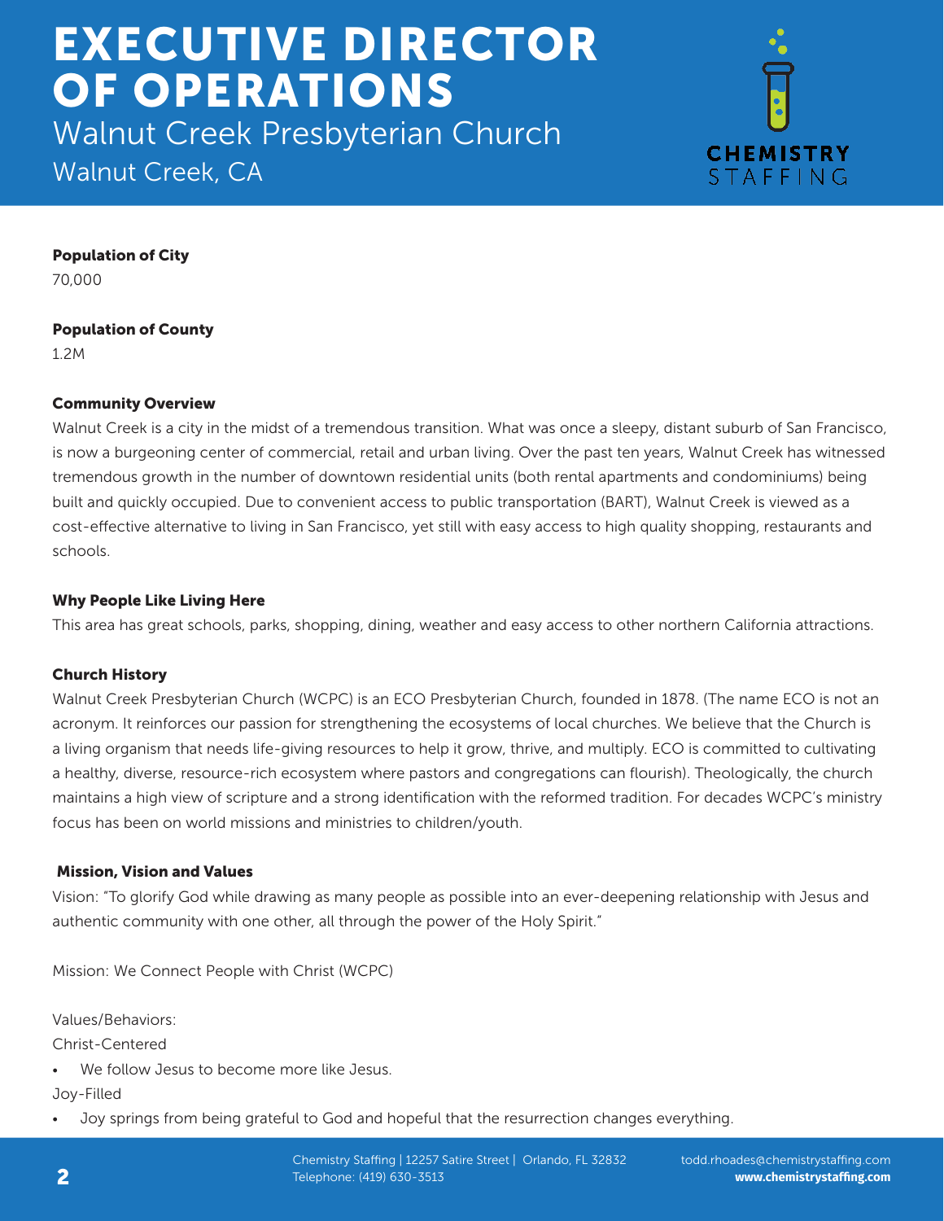# EXECUTIVE DIRECTOR OF OPERATIONS

Walnut Creek Presbyterian Church

Walnut Creek, CA

**Population of City**

70,000

**Population of County**

1.2M

**Community Overview**

Walnut Creek is a city in the midst of a tremendous transition. What was once a sleepy, distant suburb of San Francisco, is now a burgeoning center of commercial, retail and urban living. Over the past ten years, Walnut Creek has witnessed tremendous growth in the number of downtown residential units (both rental apartments and condominiums) being built and quickly occupied. Due to convenient access to public transportation (BART), Walnut Creek is viewed as a cost-effective alternative to living in San Francisco, yet still with easy access to high quality shopping, restaurants and schools.

**Why People Like Living Here**

This area has great schools, parks, shopping, dining, weather and easy access to other northern California attractions.

**Church History**

Walnut Creek Presbyterian Church (WCPC) is an ECO Presbyterian Church, founded in 1878. (The name ECO is not an acronym. It reinforces our passion for strengthening the ecosystems of local churches. We believe that the Church is a living organism that needs life-giving resources to help it grow, thrive, and multiply. ECO is committed to cultivating a healthy, diverse, resource-rich ecosystem where pastors and congregations can flourish). Theologically, the church maintains a high view of scripture and a strong identification with the reformed tradition. For decades WCPC's ministry focus has been on world missions and ministries to children/youth.

**Mission, Vision and Values**

Vision: "To glorify God while drawing as many people as possible into an ever-deepening relationship with Jesus and authentic community with one other, all through the power of the Holy Spirit."

Mission: We Connect People with Christ (WCPC)

Values/Behaviors:

Christ-Centered

- We follow Jesus to become more like Jesus.

Joy-Filled

- Joy springs from being grateful to God and hopeful that the resurrection changes everything.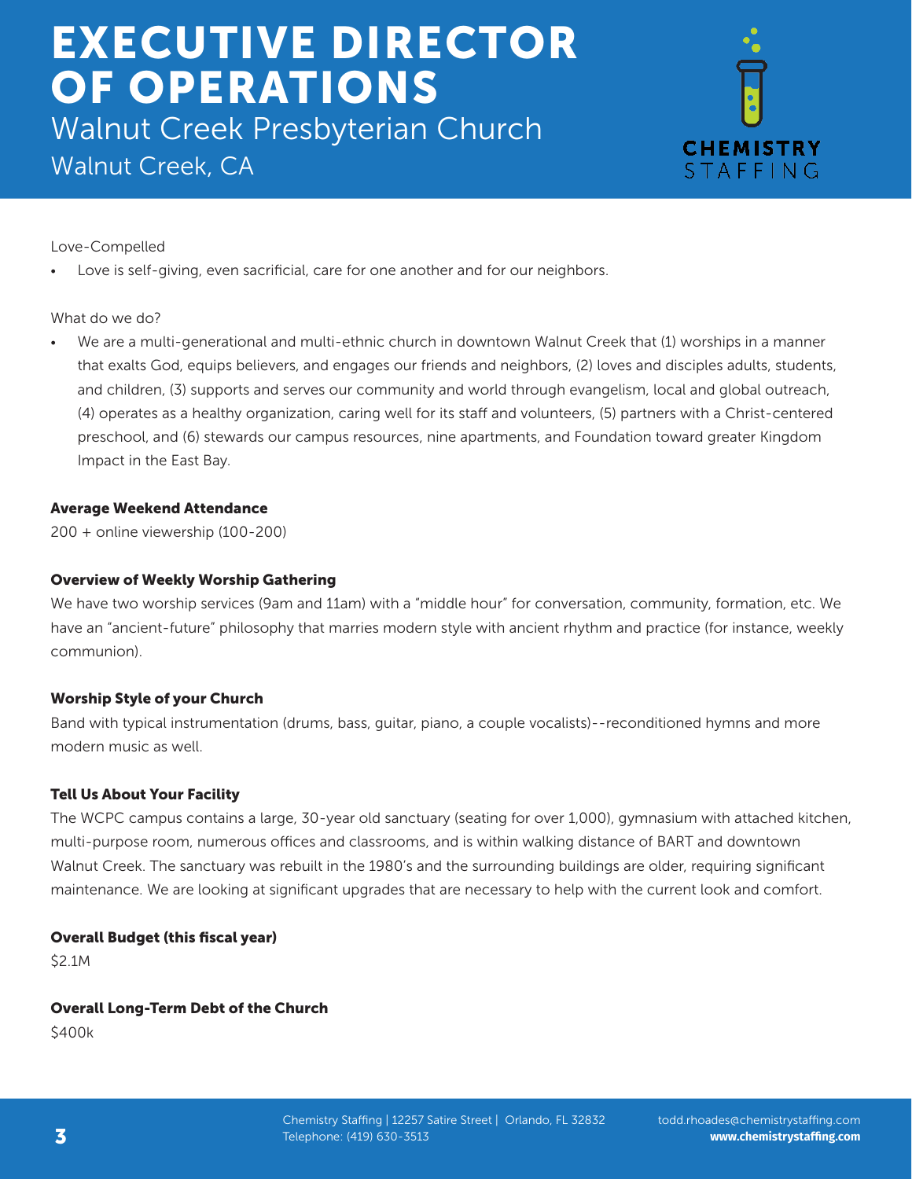# EXECUTIVE DIRECTOR OF OPERATIONS

Walnut Creek Presbyterian Church

Walnut Creek, CA

Love-Compelled

- Love is self-giving, even sacrificial, care for one another and for our neighbors.

What do we do?

- We are a multi-generational and multi-ethnic church in downtown Walnut Creek that (1) worships in a manner that exalts God, equips believers, and engages our friends and neighbors, (2) loves and disciples adults, students, and children, (3) supports and serves our community and world through evangelism, local and global outreach, (4) operates as a healthy organization, caring well for its staff and volunteers, (5) partners with a Christ-centered preschool, and (6) stewards our campus resources, nine apartments, and Foundation toward greater Kingdom Impact in the East Bay.

**Average Weekend Attendance**

200 + online viewership (100-200)

**Overview of Weekly Worship Gathering**

We have two worship services (9am and 11am) with a "middle hour" for conversation, community, formation, etc. We have an "ancient-future" philosophy that marries modern style with ancient rhythm and practice (for instance, weekly communion).

**Worship Style of your Church**

Band with typical instrumentation (drums, bass, guitar, piano, a couple vocalists)--reconditioned hymns and more modern music as well.

**Tell Us About Your Facility**

The WCPC campus contains a large, 30-year old sanctuary (seating for over 1,000), gymnasium with attached kitchen, multi-purpose room, numerous offices and classrooms, and is within walking distance of BART and downtown Walnut Creek. The sanctuary was rebuilt in the 1980's and the surrounding buildings are older, requiring significant maintenance. We are looking at significant upgrades that are necessary to help with the current look and comfort.

**Overall Budget (this fiscal year)**

$2.1M

**Overall Long-Term Debt of the Church**

$400k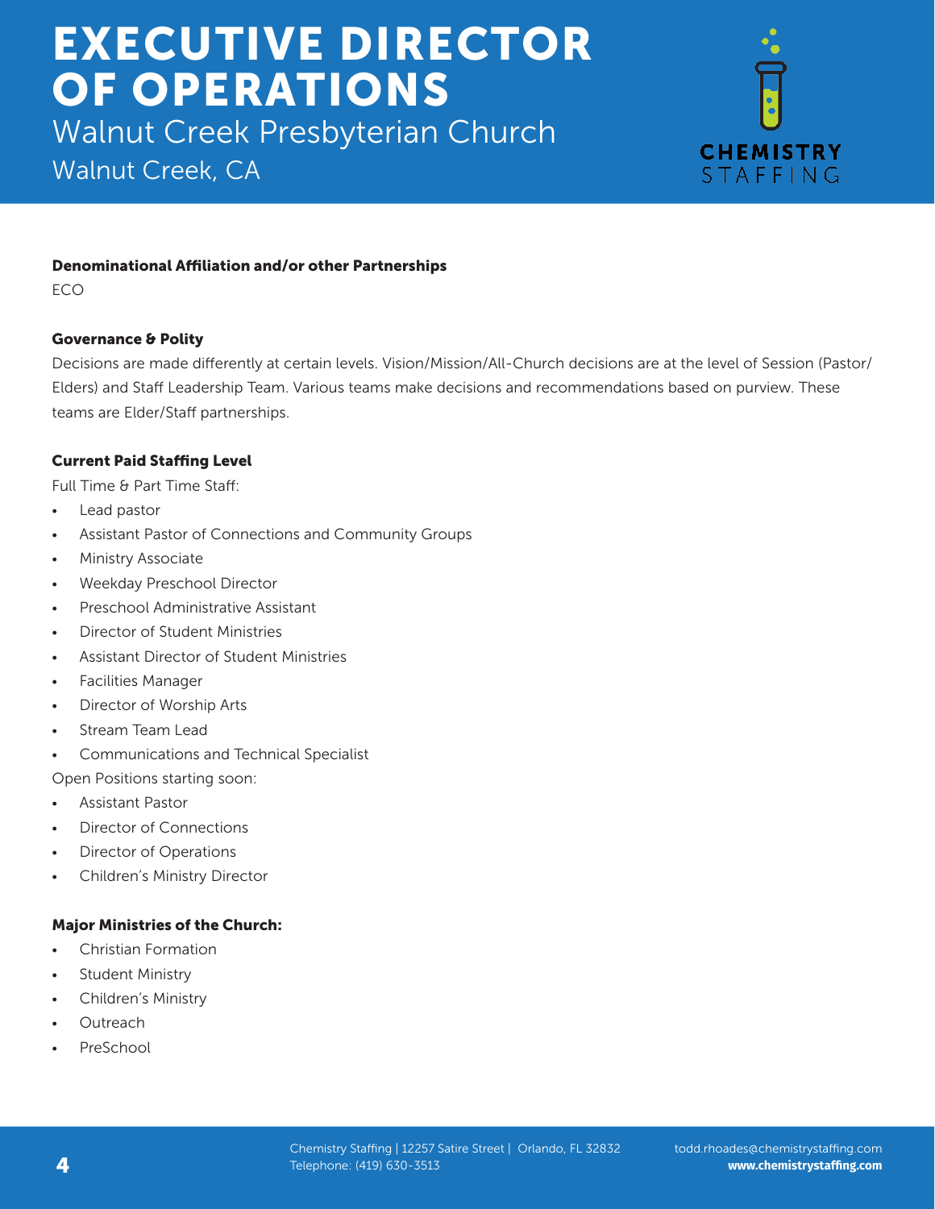# EXECUTIVE DIRECTOR OF OPERATIONS

Walnut Creek Presbyterian Church

Walnut Creek, CA

**Denominational Affiliation and/or other Partnerships**

ECO

**Governance & Polity**

Decisions are made differently at certain levels. Vision/Mission/All-Church decisions are at the level of Session (Pastor/Elders) and Staff Leadership Team. Various teams make decisions and recommendations based on purview. These teams are Elder/Staff partnerships.

**Current Paid Staffing Level**

Full Time & Part Time Staff:

- Lead pastor
- Assistant Pastor of Connections and Community Groups
- Ministry Associate
- Weekday Preschool Director
- Preschool Administrative Assistant
- Director of Student Ministries
- Assistant Director of Student Ministries
- Facilities Manager
- Director of Worship Arts
- Stream Team Lead
- Communications and Technical Specialist

Open Positions starting soon:

- Assistant Pastor
- Director of Connections
- Director of Operations
- Children's Ministry Director

**Major Ministries of the Church:**

- Christian Formation
- Student Ministry
- Children's Ministry
- Outreach
- PreSchool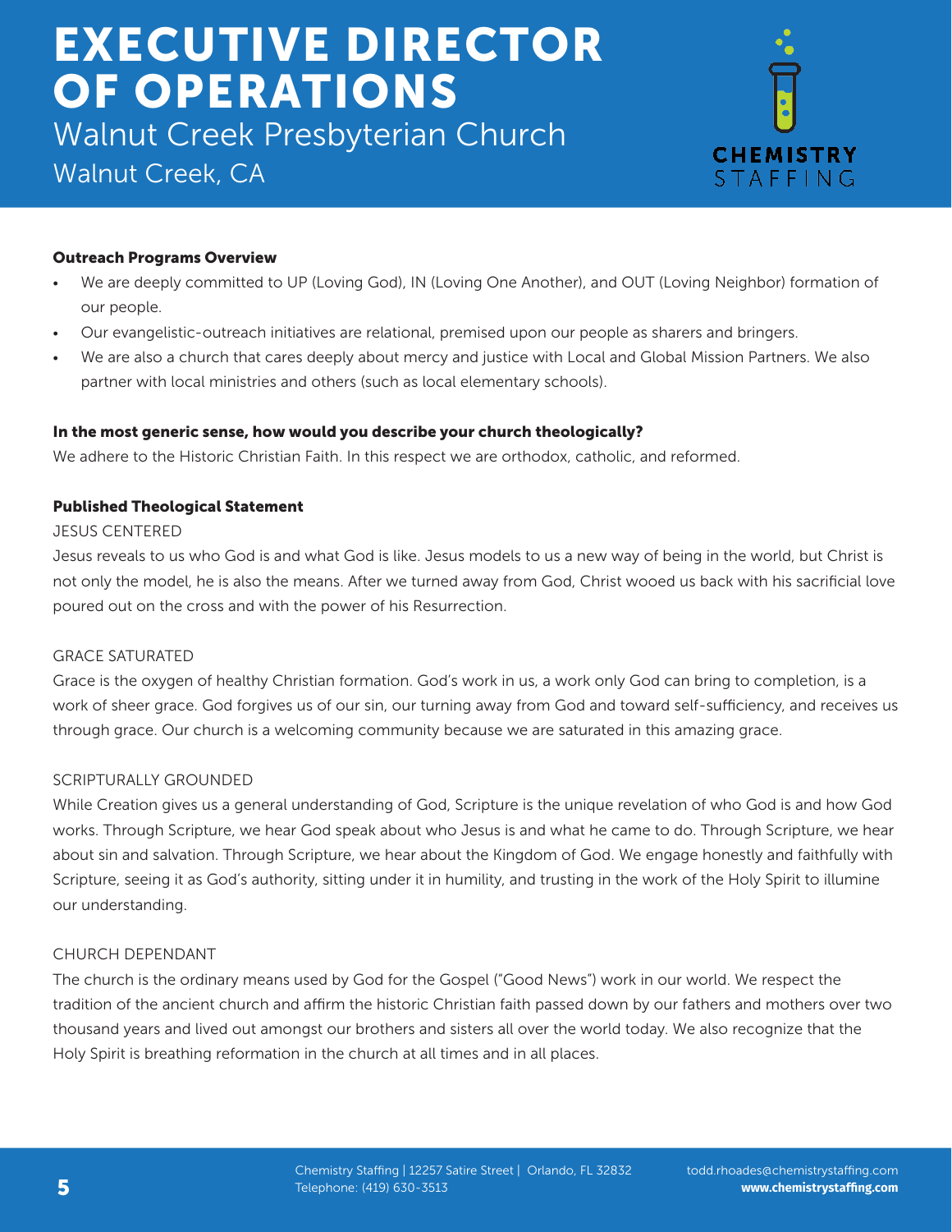# EXECUTIVE DIRECTOR OF OPERATIONS

Walnut Creek Presbyterian Church

Walnut Creek, CA

### Outreach Programs Overview

- We are deeply committed to UP (Loving God), IN (Loving One Another), and OUT (Loving Neighbor) formation of our people.
- Our evangelistic-outreach initiatives are relational, premised upon our people as sharers and bringers.
- We are also a church that cares deeply about mercy and justice with Local and Global Mission Partners. We also partner with local ministries and others (such as local elementary schools).

### In the most generic sense, how would you describe your church theologically?

We adhere to the Historic Christian Faith. In this respect we are orthodox, catholic, and reformed.

### Published Theological Statement

JESUS CENTERED

Jesus reveals to us who God is and what God is like. Jesus models to us a new way of being in the world, but Christ is not only the model, he is also the means. After we turned away from God, Christ wooed us back with his sacrificial love poured out on the cross and with the power of his Resurrection.

GRACE SATURATED

Grace is the oxygen of healthy Christian formation. God's work in us, a work only God can bring to completion, is a work of sheer grace. God forgives us of our sin, our turning away from God and toward self-sufficiency, and receives us through grace. Our church is a welcoming community because we are saturated in this amazing grace.

SCRIPTURALLY GROUNDED

While Creation gives us a general understanding of God, Scripture is the unique revelation of who God is and how God works. Through Scripture, we hear God speak about who Jesus is and what he came to do. Through Scripture, we hear about sin and salvation. Through Scripture, we hear about the Kingdom of God. We engage honestly and faithfully with Scripture, seeing it as God's authority, sitting under it in humility, and trusting in the work of the Holy Spirit to illumine our understanding.

CHURCH DEPENDANT

The church is the ordinary means used by God for the Gospel ("Good News") work in our world. We respect the tradition of the ancient church and affirm the historic Christian faith passed down by our fathers and mothers over two thousand years and lived out amongst our brothers and sisters all over the world today. We also recognize that the Holy Spirit is breathing reformation in the church at all times and in all places.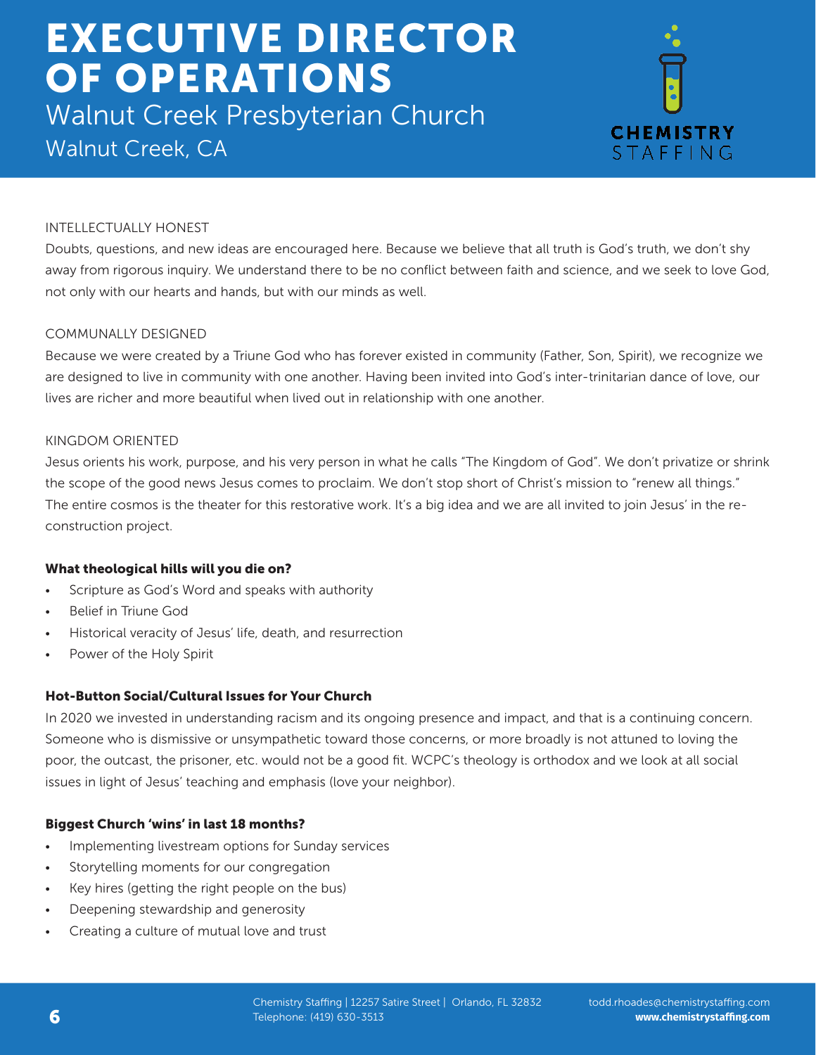# EXECUTIVE DIRECTOR OF OPERATIONS

Walnut Creek Presbyterian Church

Walnut Creek, CA

INTELLECTUALLY HONEST

Doubts, questions, and new ideas are encouraged here. Because we believe that all truth is God's truth, we don't shy away from rigorous inquiry. We understand there to be no conflict between faith and science, and we seek to love God, not only with our hearts and hands, but with our minds as well.

COMMUNALLY DESIGNED

Because we were created by a Triune God who has forever existed in community (Father, Son, Spirit), we recognize we are designed to live in community with one another. Having been invited into God's inter-trinitarian dance of love, our lives are richer and more beautiful when lived out in relationship with one another.

KINGDOM ORIENTED

Jesus orients his work, purpose, and his very person in what he calls "The Kingdom of God". We don't privatize or shrink the scope of the good news Jesus comes to proclaim. We don't stop short of Christ's mission to "renew all things." The entire cosmos is the theater for this restorative work. It's a big idea and we are all invited to join Jesus' in the re-construction project.

**What theological hills will you die on?**

- Scripture as God's Word and speaks with authority
- Belief in Triune God
- Historical veracity of Jesus' life, death, and resurrection
- Power of the Holy Spirit

**Hot-Button Social/Cultural Issues for Your Church**

In 2020 we invested in understanding racism and its ongoing presence and impact, and that is a continuing concern. Someone who is dismissive or unsympathetic toward those concerns, or more broadly is not attuned to loving the poor, the outcast, the prisoner, etc. would not be a good fit. WCPC's theology is orthodox and we look at all social issues in light of Jesus' teaching and emphasis (love your neighbor).

**Biggest Church 'wins' in last 18 months?**

- Implementing livestream options for Sunday services
- Storytelling moments for our congregation
- Key hires (getting the right people on the bus)
- Deepening stewardship and generosity
- Creating a culture of mutual love and trust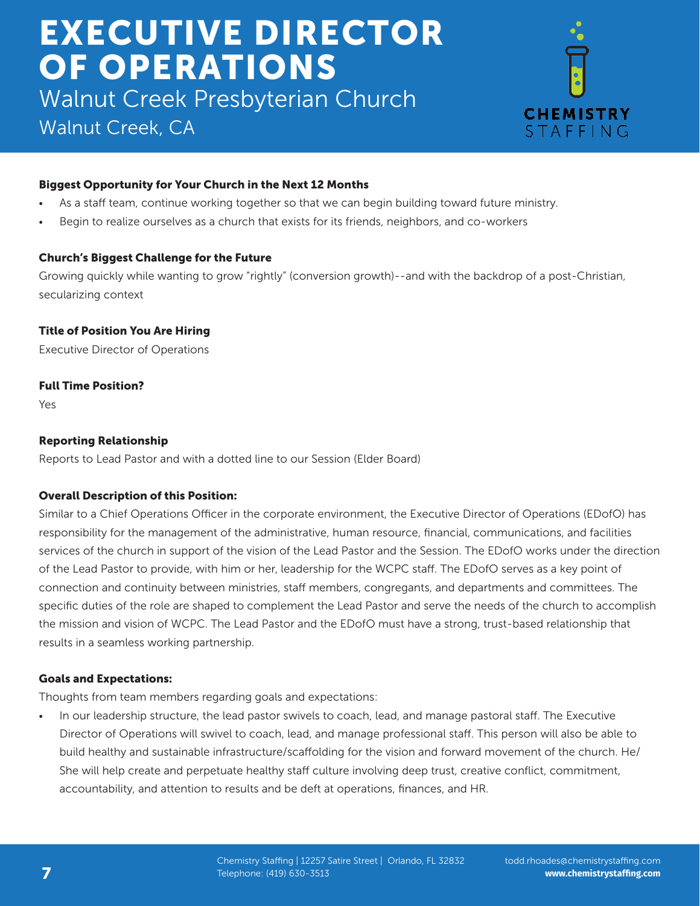# EXECUTIVE DIRECTOR OF OPERATIONS

## Walnut Creek Presbyterian Church

Walnut Creek, CA

CHEMISTRY STAFFING

**Biggest Opportunity for Your Church in the Next 12 Months**

- As a staff team, continue working together so that we can begin building toward future ministry.
- Begin to realize ourselves as a church that exists for its friends, neighbors, and co-workers

**Church's Biggest Challenge for the Future**

Growing quickly while wanting to grow "rightly" (conversion growth)--and with the backdrop of a post-Christian, secularizing context

**Title of Position You Are Hiring**

Executive Director of Operations

**Full Time Position?**

Yes

**Reporting Relationship**

Reports to Lead Pastor and with a dotted line to our Session (Elder Board)

**Overall Description of this Position:**

Similar to a Chief Operations Officer in the corporate environment, the Executive Director of Operations (EDofO) has responsibility for the management of the administrative, human resource, financial, communications, and facilities services of the church in support of the vision of the Lead Pastor and the Session. The EDofO works under the direction of the Lead Pastor to provide, with him or her, leadership for the WCPC staff. The EDofO serves as a key point of connection and continuity between ministries, staff members, congregants, and departments and committees. The specific duties of the role are shaped to complement the Lead Pastor and serve the needs of the church to accomplish the mission and vision of WCPC. The Lead Pastor and the EDofO must have a strong, trust-based relationship that results in a seamless working partnership.

**Goals and Expectations:**

Thoughts from team members regarding goals and expectations:

- In our leadership structure, the lead pastor swivels to coach, lead, and manage pastoral staff. The Executive Director of Operations will swivel to coach, lead, and manage professional staff. This person will also be able to build healthy and sustainable infrastructure/scaffolding for the vision and forward movement of the church. He/She will help create and perpetuate healthy staff culture involving deep trust, creative conflict, commitment, accountability, and attention to results and be deft at operations, finances, and HR.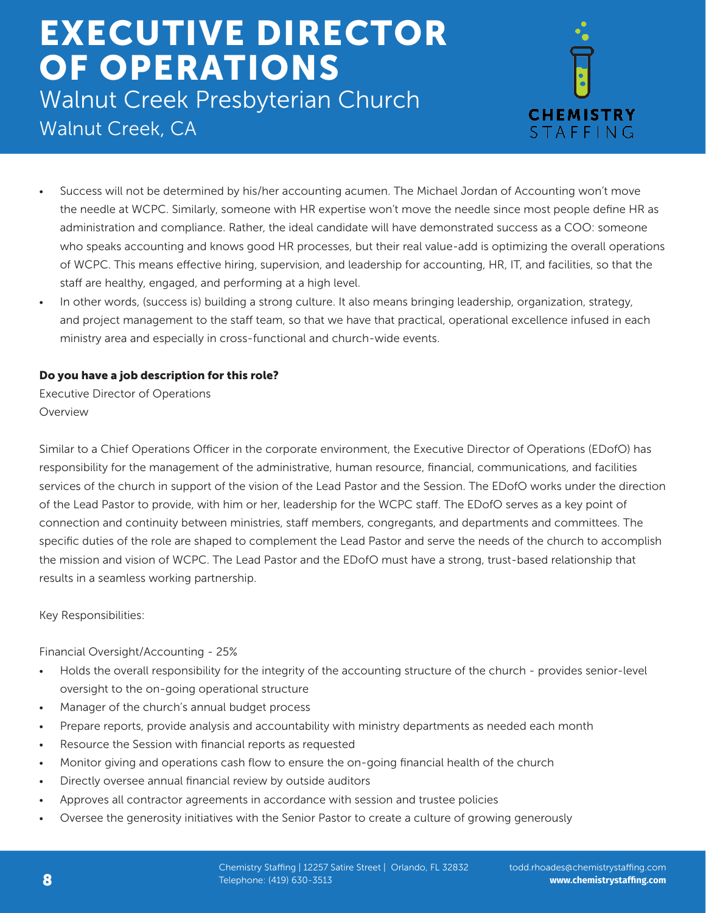- Success will not be determined by his/her accounting acumen. The Michael Jordan of Accounting won't move the needle at WCPC. Similarly, someone with HR expertise won't move the needle since most people define HR as administration and compliance. Rather, the ideal candidate will have demonstrated success as a COO: someone who speaks accounting and knows good HR processes, but their real value-add is optimizing the overall operations of WCPC. This means effective hiring, supervision, and leadership for accounting, HR, IT, and facilities, so that the staff are healthy, engaged, and performing at a high level.
- In other words, (success is) building a strong culture. It also means bringing leadership, organization, strategy, and project management to the staff team, so that we have that practical, operational excellence infused in each ministry area and especially in cross-functional and church-wide events.

**Do you have a job description for this role?**

Executive Director of Operations
Overview

Similar to a Chief Operations Officer in the corporate environment, the Executive Director of Operations (EDofO) has responsibility for the management of the administrative, human resource, financial, communications, and facilities services of the church in support of the vision of the Lead Pastor and the Session. The EDofO works under the direction of the Lead Pastor to provide, with him or her, leadership for the WCPC staff. The EDofO serves as a key point of connection and continuity between ministries, staff members, congregants, and departments and committees. The specific duties of the role are shaped to complement the Lead Pastor and serve the needs of the church to accomplish the mission and vision of WCPC. The Lead Pastor and the EDofO must have a strong, trust-based relationship that results in a seamless working partnership.

Key Responsibilities:

Financial Oversight/Accounting - 25%

- Holds the overall responsibility for the integrity of the accounting structure of the church - provides senior-level oversight to the on-going operational structure
- Manager of the church's annual budget process
- Prepare reports, provide analysis and accountability with ministry departments as needed each month
- Resource the Session with financial reports as requested
- Monitor giving and operations cash flow to ensure the on-going financial health of the church
- Directly oversee annual financial review by outside auditors
- Approves all contractor agreements in accordance with session and trustee policies
- Oversee the generosity initiatives with the Senior Pastor to create a culture of growing generously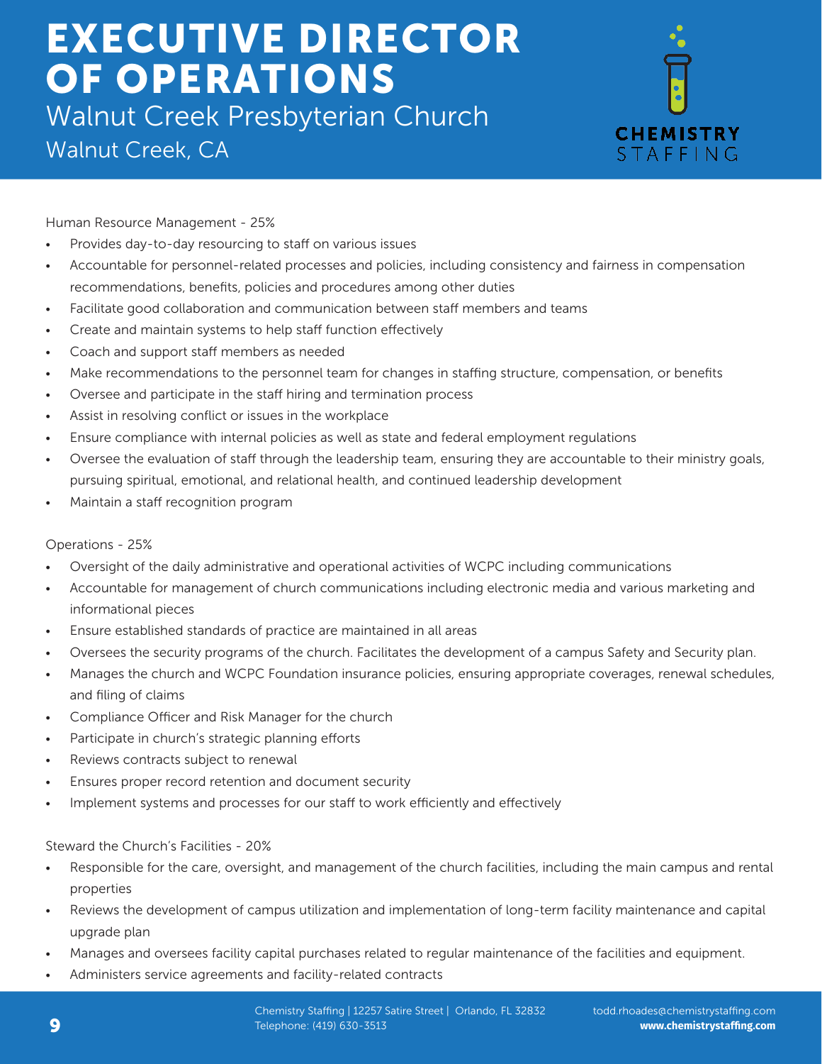# EXECUTIVE DIRECTOR OF OPERATIONS

Walnut Creek Presbyterian Church

Walnut Creek, CA

Human Resource Management - 25%

- Provides day-to-day resourcing to staff on various issues
- Accountable for personnel-related processes and policies, including consistency and fairness in compensation recommendations, benefits, policies and procedures among other duties
- Facilitate good collaboration and communication between staff members and teams
- Create and maintain systems to help staff function effectively
- Coach and support staff members as needed
- Make recommendations to the personnel team for changes in staffing structure, compensation, or benefits
- Oversee and participate in the staff hiring and termination process
- Assist in resolving conflict or issues in the workplace
- Ensure compliance with internal policies as well as state and federal employment regulations
- Oversee the evaluation of staff through the leadership team, ensuring they are accountable to their ministry goals, pursuing spiritual, emotional, and relational health, and continued leadership development
- Maintain a staff recognition program

Operations - 25%

- Oversight of the daily administrative and operational activities of WCPC including communications
- Accountable for management of church communications including electronic media and various marketing and informational pieces
- Ensure established standards of practice are maintained in all areas
- Oversees the security programs of the church. Facilitates the development of a campus Safety and Security plan.
- Manages the church and WCPC Foundation insurance policies, ensuring appropriate coverages, renewal schedules, and filing of claims
- Compliance Officer and Risk Manager for the church
- Participate in church's strategic planning efforts
- Reviews contracts subject to renewal
- Ensures proper record retention and document security
- Implement systems and processes for our staff to work efficiently and effectively

Steward the Church's Facilities - 20%

- Responsible for the care, oversight, and management of the church facilities, including the main campus and rental properties
- Reviews the development of campus utilization and implementation of long-term facility maintenance and capital upgrade plan
- Manages and oversees facility capital purchases related to regular maintenance of the facilities and equipment.
- Administers service agreements and facility-related contracts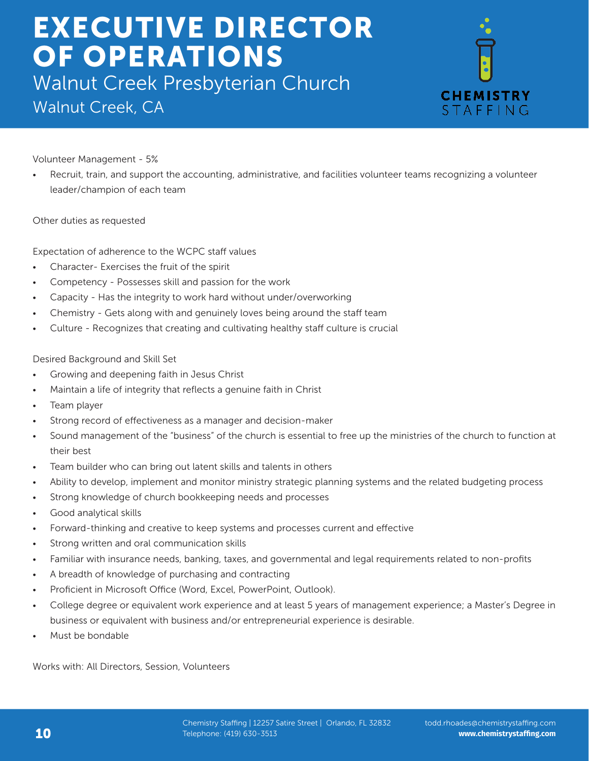# EXECUTIVE DIRECTOR OF OPERATIONS

Walnut Creek Presbyterian Church

Walnut Creek, CA

Volunteer Management - 5%

- Recruit, train, and support the accounting, administrative, and facilities volunteer teams recognizing a volunteer leader/champion of each team

Other duties as requested

Expectation of adherence to the WCPC staff values

- Character- Exercises the fruit of the spirit
- Competency - Possesses skill and passion for the work
- Capacity - Has the integrity to work hard without under/overworking
- Chemistry - Gets along with and genuinely loves being around the staff team
- Culture - Recognizes that creating and cultivating healthy staff culture is crucial

Desired Background and Skill Set

- Growing and deepening faith in Jesus Christ
- Maintain a life of integrity that reflects a genuine faith in Christ
- Team player
- Strong record of effectiveness as a manager and decision-maker
- Sound management of the "business" of the church is essential to free up the ministries of the church to function at their best
- Team builder who can bring out latent skills and talents in others
- Ability to develop, implement and monitor ministry strategic planning systems and the related budgeting process
- Strong knowledge of church bookkeeping needs and processes
- Good analytical skills
- Forward-thinking and creative to keep systems and processes current and effective
- Strong written and oral communication skills
- Familiar with insurance needs, banking, taxes, and governmental and legal requirements related to non-profits
- A breadth of knowledge of purchasing and contracting
- Proficient in Microsoft Office (Word, Excel, PowerPoint, Outlook).
- College degree or equivalent work experience and at least 5 years of management experience; a Master's Degree in business or equivalent with business and/or entrepreneurial experience is desirable.
- Must be bondable

Works with: All Directors, Session, Volunteers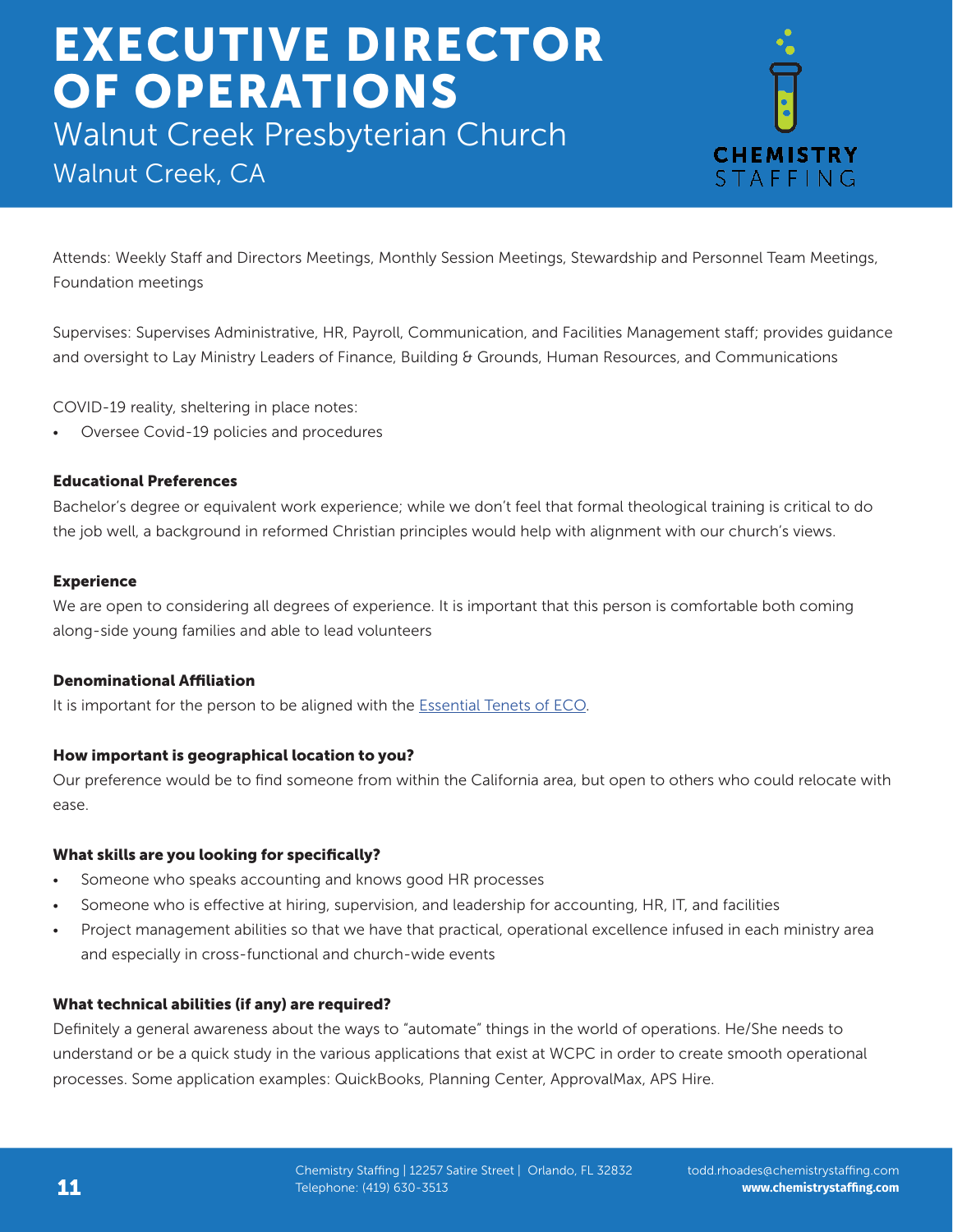# EXECUTIVE DIRECTOR OF OPERATIONS

Walnut Creek Presbyterian Church

Walnut Creek, CA

Attends: Weekly Staff and Directors Meetings, Monthly Session Meetings, Stewardship and Personnel Team Meetings, Foundation meetings

Supervises: Supervises Administrative, HR, Payroll, Communication, and Facilities Management staff; provides guidance and oversight to Lay Ministry Leaders of Finance, Building & Grounds, Human Resources, and Communications

COVID-19 reality, sheltering in place notes:

- Oversee Covid-19 policies and procedures

**Educational Preferences**

Bachelor's degree or equivalent work experience; while we don't feel that formal theological training is critical to do the job well, a background in reformed Christian principles would help with alignment with our church's views.

**Experience**

We are open to considering all degrees of experience. It is important that this person is comfortable both coming along-side young families and able to lead volunteers

**Denominational Affiliation**

It is important for the person to be aligned with the [Essential Tenets of ECO](Essential Tenets of ECO).

**How important is geographical location to you?**

Our preference would be to find someone from within the California area, but open to others who could relocate with ease.

**What skills are you looking for specifically?**

- Someone who speaks accounting and knows good HR processes
- Someone who is effective at hiring, supervision, and leadership for accounting, HR, IT, and facilities
- Project management abilities so that we have that practical, operational excellence infused in each ministry area and especially in cross-functional and church-wide events

**What technical abilities (if any) are required?**

Definitely a general awareness about the ways to "automate" things in the world of operations. He/She needs to understand or be a quick study in the various applications that exist at WCPC in order to create smooth operational processes. Some application examples: QuickBooks, Planning Center, ApprovalMax, APS Hire.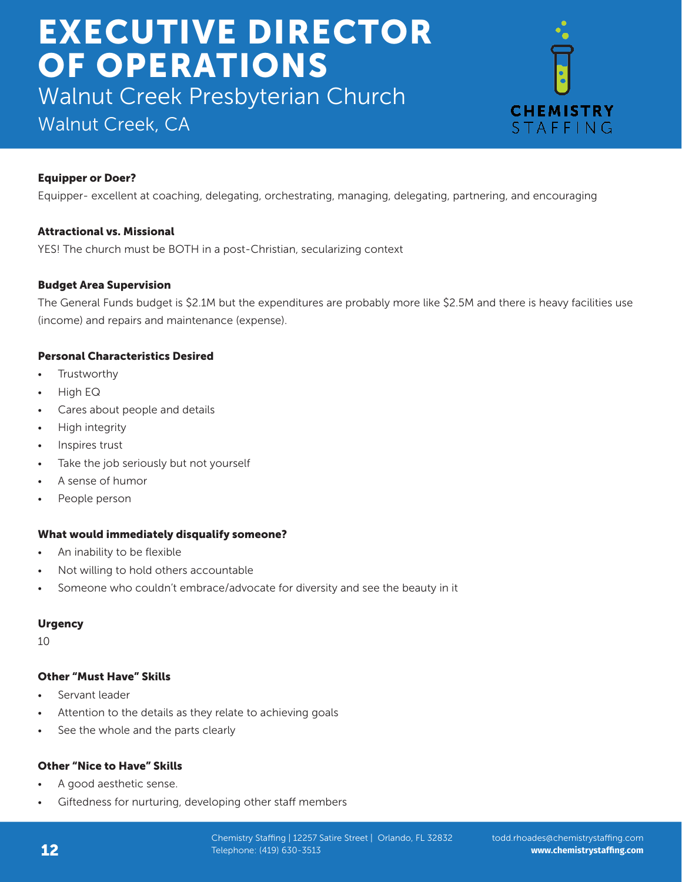# EXECUTIVE DIRECTOR OF OPERATIONS

## Walnut Creek Presbyterian Church

Walnut Creek, CA

**Equipper or Doer?**

Equipper- excellent at coaching, delegating, orchestrating, managing, delegating, partnering, and encouraging

**Attractional vs. Missional**

YES! The church must be BOTH in a post-Christian, secularizing context

**Budget Area Supervision**

The General Funds budget is $2.1M but the expenditures are probably more like $2.5M and there is heavy facilities use (income) and repairs and maintenance (expense).

**Personal Characteristics Desired**

- Trustworthy
- High EQ
- Cares about people and details
- High integrity
- Inspires trust
- Take the job seriously but not yourself
- A sense of humor
- People person

**What would immediately disqualify someone?**

- An inability to be flexible
- Not willing to hold others accountable
- Someone who couldn't embrace/advocate for diversity and see the beauty in it

**Urgency**

10

**Other "Must Have" Skills**

- Servant leader
- Attention to the details as they relate to achieving goals
- See the whole and the parts clearly

**Other "Nice to Have" Skills**

- A good aesthetic sense.
- Giftedness for nurturing, developing other staff members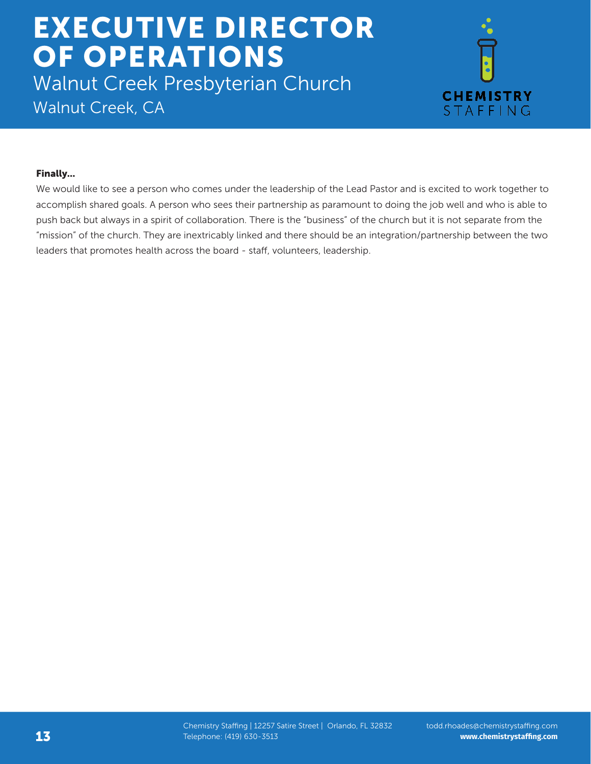**Finally…**

We would like to see a person who comes under the leadership of the Lead Pastor and is excited to work together to accomplish shared goals. A person who sees their partnership as paramount to doing the job well and who is able to push back but always in a spirit of collaboration. There is the "business" of the church but it is not separate from the "mission" of the church. They are inextricably linked and there should be an integration/partnership between the two leaders that promotes health across the board - staff, volunteers, leadership.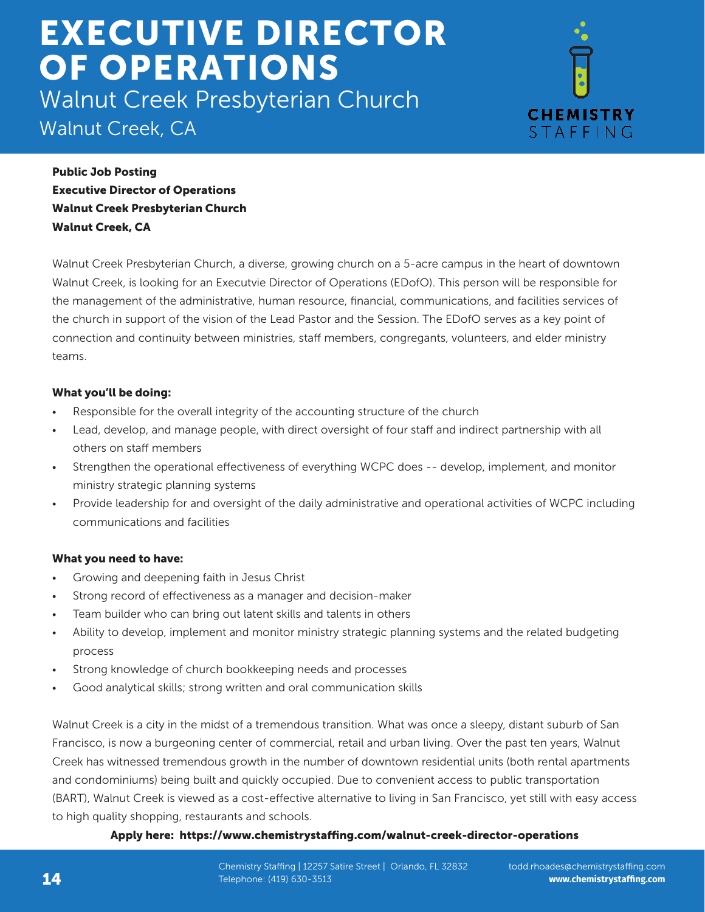# EXECUTIVE DIRECTOR OF OPERATIONS

Walnut Creek Presbyterian Church

Walnut Creek, CA

CHEMISTRY STAFFING

**Public Job Posting**
**Executive Director of Operations**
**Walnut Creek Presbyterian Church**
**Walnut Creek, CA**

Walnut Creek Presbyterian Church, a diverse, growing church on a 5-acre campus in the heart of downtown Walnut Creek, is looking for an Executvie Director of Operations (EDofO). This person will be responsible for the management of the administrative, human resource, financial, communications, and facilities services of the church in support of the vision of the Lead Pastor and the Session. The EDofO serves as a key point of connection and continuity between ministries, staff members, congregants, volunteers, and elder ministry teams.

**What you'll be doing:**

- Responsible for the overall integrity of the accounting structure of the church
- Lead, develop, and manage people, with direct oversight of four staff and indirect partnership with all others on staff members
- Strengthen the operational effectiveness of everything WCPC does -- develop, implement, and monitor ministry strategic planning systems
- Provide leadership for and oversight of the daily administrative and operational activities of WCPC including communications and facilities

**What you need to have:**

- Growing and deepening faith in Jesus Christ
- Strong record of effectiveness as a manager and decision-maker
- Team builder who can bring out latent skills and talents in others
- Ability to develop, implement and monitor ministry strategic planning systems and the related budgeting process
- Strong knowledge of church bookkeeping needs and processes
- Good analytical skills; strong written and oral communication skills

Walnut Creek is a city in the midst of a tremendous transition. What was once a sleepy, distant suburb of San Francisco, is now a burgeoning center of commercial, retail and urban living. Over the past ten years, Walnut Creek has witnessed tremendous growth in the number of downtown residential units (both rental apartments and condominiums) being built and quickly occupied. Due to convenient access to public transportation (BART), Walnut Creek is viewed as a cost-effective alternative to living in San Francisco, yet still with easy access to high quality shopping, restaurants and schools.

**Apply here: https://www.chemistrystaffing.com/walnut-creek-director-operations**

Chemistry Staffing | 12257 Satire Street | Orlando, FL 32832
Telephone: (419) 630-3513

todd.rhoades@chemistrystaffing.com
**www.chemistrystaffing.com**